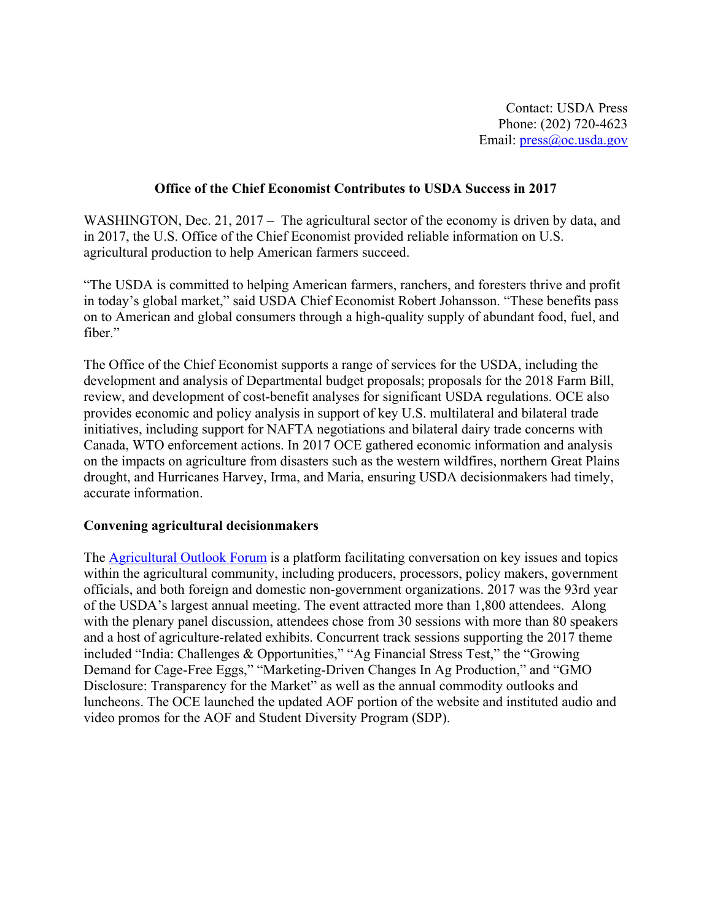Contact: USDA Press
Phone: (202) 720-4623
Email: press@oc.usda.gov

**Office of the Chief Economist Contributes to USDA Success in 2017**

WASHINGTON, Dec. 21, 2017 – The agricultural sector of the economy is driven by data, and in 2017, the U.S. Office of the Chief Economist provided reliable information on U.S. agricultural production to help American farmers succeed.

"The USDA is committed to helping American farmers, ranchers, and foresters thrive and profit in today's global market," said USDA Chief Economist Robert Johansson. "These benefits pass on to American and global consumers through a high-quality supply of abundant food, fuel, and fiber."

The Office of the Chief Economist supports a range of services for the USDA, including the development and analysis of Departmental budget proposals; proposals for the 2018 Farm Bill, review, and development of cost-benefit analyses for significant USDA regulations. OCE also provides economic and policy analysis in support of key U.S. multilateral and bilateral trade initiatives, including support for NAFTA negotiations and bilateral dairy trade concerns with Canada, WTO enforcement actions. In 2017 OCE gathered economic information and analysis on the impacts on agriculture from disasters such as the western wildfires, northern Great Plains drought, and Hurricanes Harvey, Irma, and Maria, ensuring USDA decisionmakers had timely, accurate information.

**Convening agricultural decisionmakers**

The Agricultural Outlook Forum is a platform facilitating conversation on key issues and topics within the agricultural community, including producers, processors, policy makers, government officials, and both foreign and domestic non-government organizations. 2017 was the 93rd year of the USDA's largest annual meeting. The event attracted more than 1,800 attendees. Along with the plenary panel discussion, attendees chose from 30 sessions with more than 80 speakers and a host of agriculture-related exhibits. Concurrent track sessions supporting the 2017 theme included "India: Challenges & Opportunities," "Ag Financial Stress Test," the "Growing Demand for Cage-Free Eggs," "Marketing-Driven Changes In Ag Production," and "GMO Disclosure: Transparency for the Market" as well as the annual commodity outlooks and luncheons. The OCE launched the updated AOF portion of the website and instituted audio and video promos for the AOF and Student Diversity Program (SDP).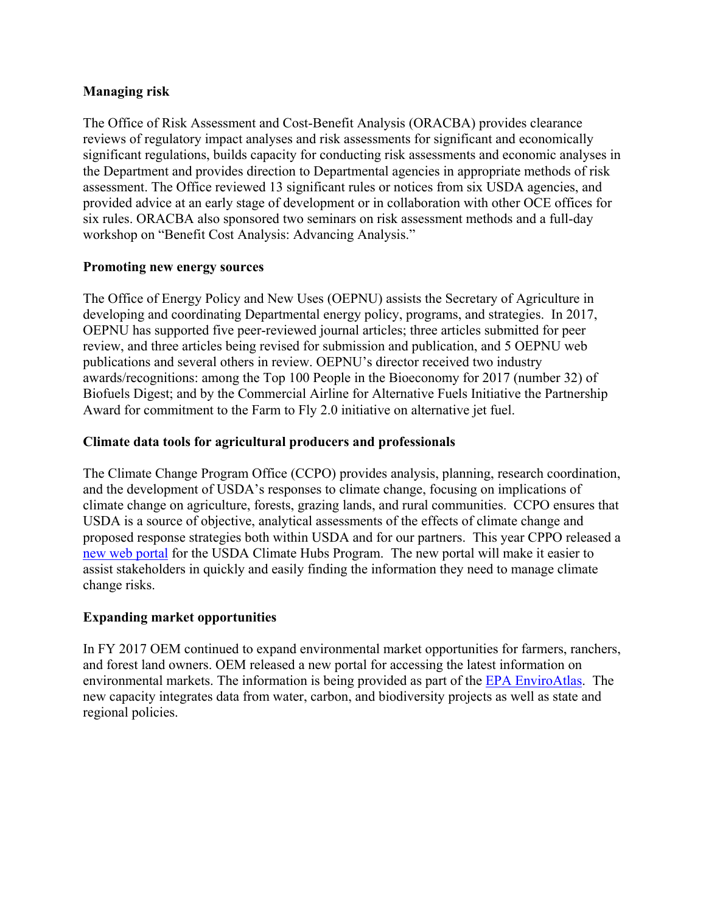**Managing risk**

The Office of Risk Assessment and Cost-Benefit Analysis (ORACBA) provides clearance reviews of regulatory impact analyses and risk assessments for significant and economically significant regulations, builds capacity for conducting risk assessments and economic analyses in the Department and provides direction to Departmental agencies in appropriate methods of risk assessment. The Office reviewed 13 significant rules or notices from six USDA agencies, and provided advice at an early stage of development or in collaboration with other OCE offices for six rules. ORACBA also sponsored two seminars on risk assessment methods and a full-day workshop on "Benefit Cost Analysis: Advancing Analysis."

**Promoting new energy sources**

The Office of Energy Policy and New Uses (OEPNU) assists the Secretary of Agriculture in developing and coordinating Departmental energy policy, programs, and strategies. In 2017, OEPNU has supported five peer-reviewed journal articles; three articles submitted for peer review, and three articles being revised for submission and publication, and 5 OEPNU web publications and several others in review. OEPNU's director received two industry awards/recognitions: among the Top 100 People in the Bioeconomy for 2017 (number 32) of Biofuels Digest; and by the Commercial Airline for Alternative Fuels Initiative the Partnership Award for commitment to the Farm to Fly 2.0 initiative on alternative jet fuel.

**Climate data tools for agricultural producers and professionals**

The Climate Change Program Office (CCPO) provides analysis, planning, research coordination, and the development of USDA's responses to climate change, focusing on implications of climate change on agriculture, forests, grazing lands, and rural communities. CCPO ensures that USDA is a source of objective, analytical assessments of the effects of climate change and proposed response strategies both within USDA and for our partners. This year CPPO released a new web portal for the USDA Climate Hubs Program. The new portal will make it easier to assist stakeholders in quickly and easily finding the information they need to manage climate change risks.

**Expanding market opportunities**

In FY 2017 OEM continued to expand environmental market opportunities for farmers, ranchers, and forest land owners. OEM released a new portal for accessing the latest information on environmental markets. The information is being provided as part of the EPA EnviroAtlas. The new capacity integrates data from water, carbon, and biodiversity projects as well as state and regional policies.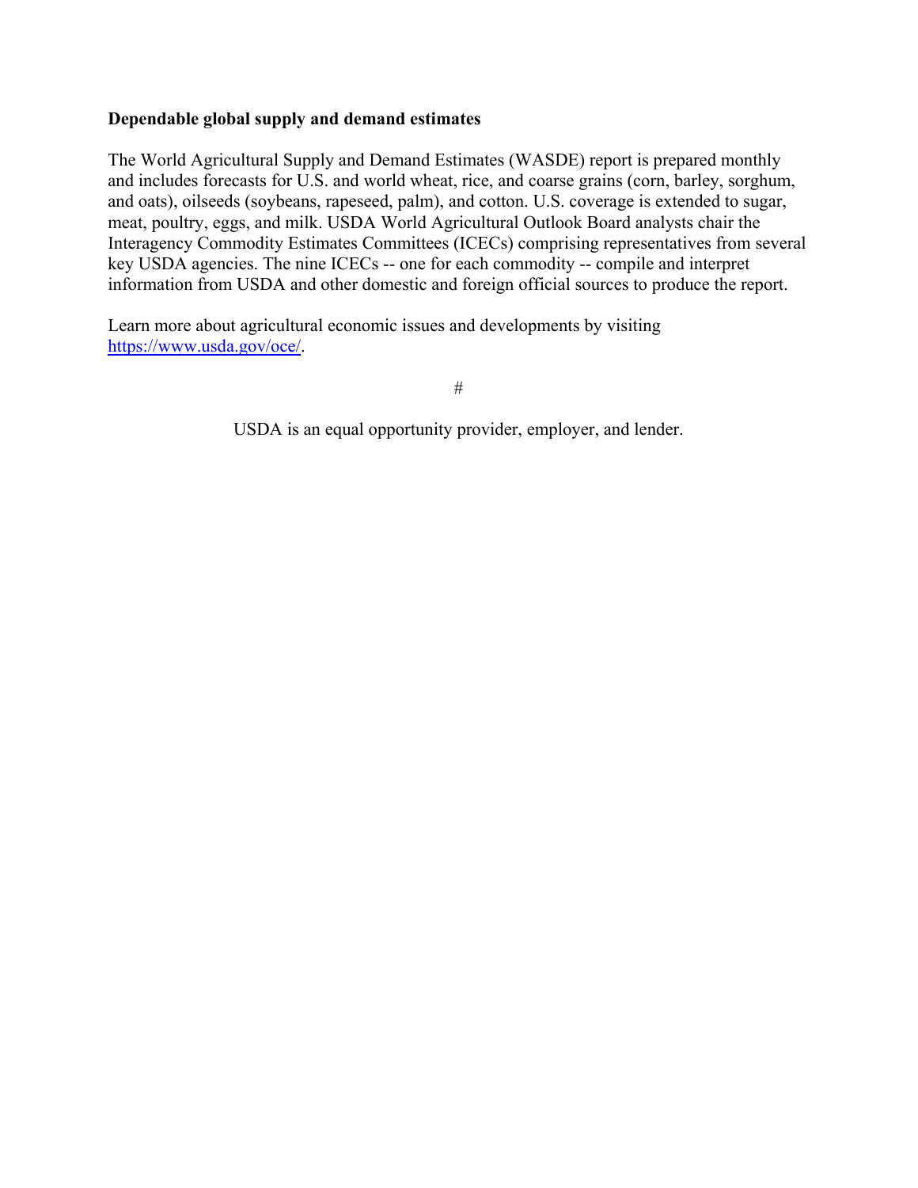**Dependable global supply and demand estimates**

The World Agricultural Supply and Demand Estimates (WASDE) report is prepared monthly and includes forecasts for U.S. and world wheat, rice, and coarse grains (corn, barley, sorghum, and oats), oilseeds (soybeans, rapeseed, palm), and cotton. U.S. coverage is extended to sugar, meat, poultry, eggs, and milk. USDA World Agricultural Outlook Board analysts chair the Interagency Commodity Estimates Committees (ICECs) comprising representatives from several key USDA agencies. The nine ICECs -- one for each commodity -- compile and interpret information from USDA and other domestic and foreign official sources to produce the report.

Learn more about agricultural economic issues and developments by visiting [https://www.usda.gov/oce/](https://www.usda.gov/oce/).

#

USDA is an equal opportunity provider, employer, and lender.